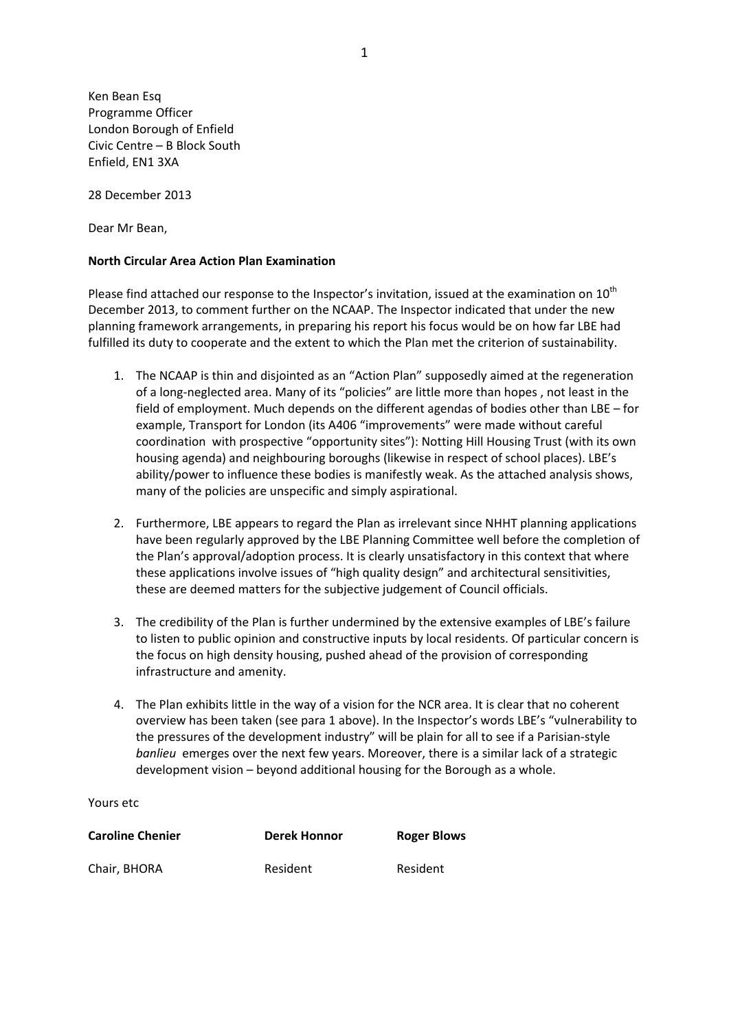Ken Bean Esq
Programme Officer
London Borough of Enfield
Civic Centre – B Block South
Enfield, EN1 3XA

28 December 2013

Dear Mr Bean,

**North Circular Area Action Plan Examination**

Please find attached our response to the Inspector's invitation, issued at the examination on 10th December 2013, to comment further on the NCAAP. The Inspector indicated that under the new planning framework arrangements, in preparing his report his focus would be on how far LBE had fulfilled its duty to cooperate and the extent to which the Plan met the criterion of sustainability.

1. The NCAAP is thin and disjointed as an "Action Plan" supposedly aimed at the regeneration of a long-neglected area. Many of its "policies" are little more than hopes , not least in the field of employment. Much depends on the different agendas of bodies other than LBE – for example, Transport for London (its A406 "improvements" were made without careful coordination with prospective "opportunity sites"): Notting Hill Housing Trust (with its own housing agenda) and neighbouring boroughs (likewise in respect of school places). LBE's ability/power to influence these bodies is manifestly weak. As the attached analysis shows, many of the policies are unspecific and simply aspirational.

2. Furthermore, LBE appears to regard the Plan as irrelevant since NHHT planning applications have been regularly approved by the LBE Planning Committee well before the completion of the Plan's approval/adoption process. It is clearly unsatisfactory in this context that where these applications involve issues of "high quality design" and architectural sensitivities, these are deemed matters for the subjective judgement of Council officials.

3. The credibility of the Plan is further undermined by the extensive examples of LBE's failure to listen to public opinion and constructive inputs by local residents. Of particular concern is the focus on high density housing, pushed ahead of the provision of corresponding infrastructure and amenity.

4. The Plan exhibits little in the way of a vision for the NCR area. It is clear that no coherent overview has been taken (see para 1 above). In the Inspector's words LBE's "vulnerability to the pressures of the development industry" will be plain for all to see if a Parisian-style *banlieu* emerges over the next few years. Moreover, there is a similar lack of a strategic development vision – beyond additional housing for the Borough as a whole.

Yours etc

| **Caroline Chenier** | **Derek Honnor** | **Roger Blows** |
|---|---|---|
| Chair, BHORA | Resident | Resident |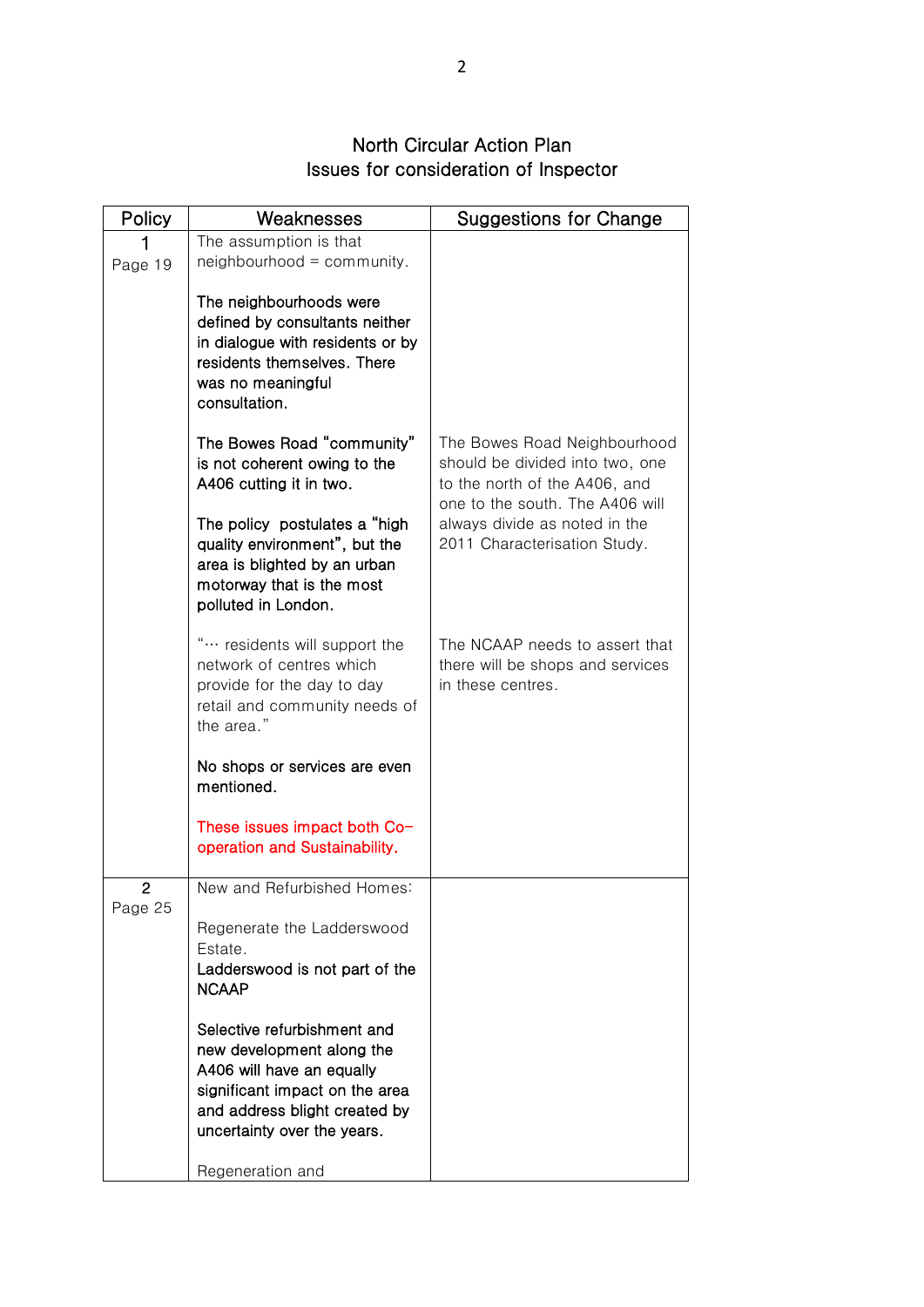# North Circular Action Plan
## Issues for consideration of Inspector

| Policy | Weaknesses | Suggestions for Change |
|---|---|---|
| 1<br>Page 19 | The assumption is that neighbourhood = community.<br><br>**The neighbourhoods were defined by consultants neither in dialogue with residents or by residents themselves. There was no meaningful consultation.**<br><br>**The Bowes Road "community" is not coherent owing to the A406 cutting it in two.**<br><br>**The policy postulates a "high quality environment", but the area is blighted by an urban motorway that is the most polluted in London.**<br><br>"… residents will support the network of centres which provide for the day to day retail and community needs of the area."<br><br>**No shops or services are even mentioned.**<br><br>**These issues impact both Co-operation and Sustainability.** | The Bowes Road Neighbourhood should be divided into two, one to the north of the A406, and one to the south. The A406 will always divide as noted in the 2011 Characterisation Study.<br><br>The NCAAP needs to assert that there will be shops and services in these centres. |
| 2<br>Page 25 | New and Refurbished Homes:<br><br>Regenerate the Ladderswood Estate.<br>**Ladderswood is not part of the NCAAP**<br><br>**Selective refurbishment and new development along the A406 will have an equally significant impact on the area and address blight created by uncertainty over the years.**<br><br>Regeneration and | |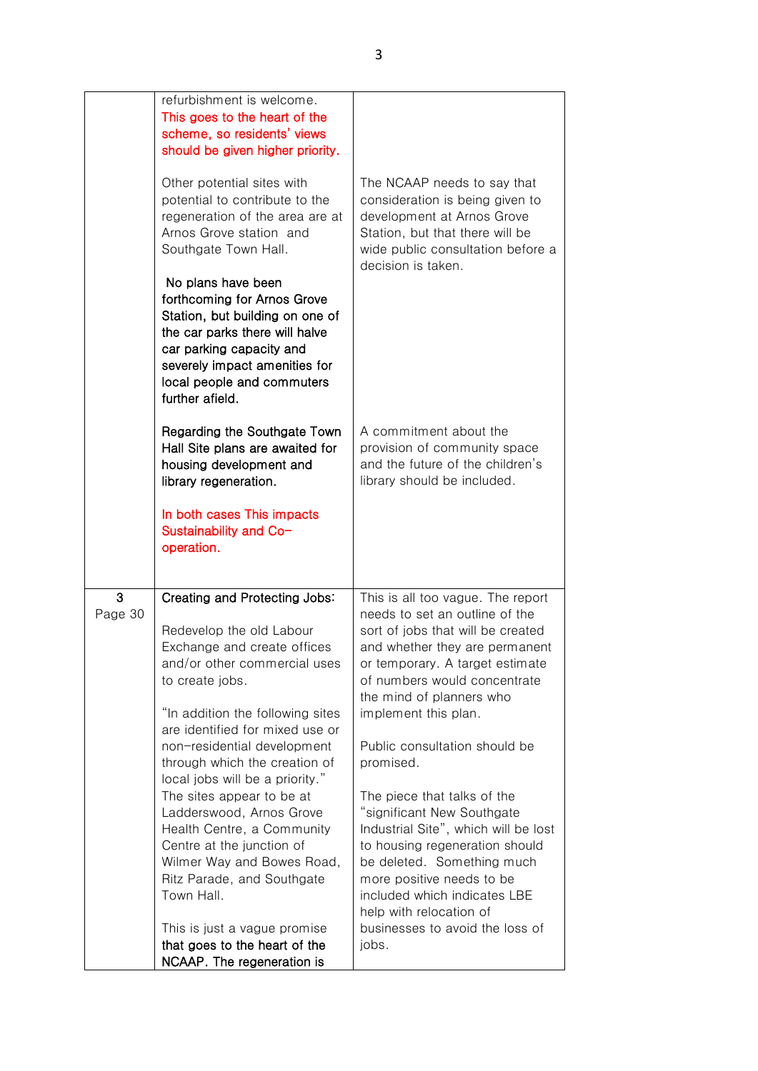| | | |
|---|---|---|
| | refurbishment is welcome. This goes to the heart of the scheme, so residents' views should be given higher priority.<br><br>Other potential sites with potential to contribute to the regeneration of the area are at Arnos Grove station and Southgate Town Hall.<br><br>No plans have been forthcoming for Arnos Grove Station, but building on one of the car parks there will halve car parking capacity and severely impact amenities for local people and commuters further afield.<br><br>Regarding the Southgate Town Hall Site plans are awaited for housing development and library regeneration.<br><br>In both cases This impacts Sustainability and Co-operation. | The NCAAP needs to say that consideration is being given to development at Arnos Grove Station, but that there will be wide public consultation before a decision is taken.<br><br>A commitment about the provision of community space and the future of the children's library should be included. |
| 3<br>Page 30 | Creating and Protecting Jobs:<br><br>Redevelop the old Labour Exchange and create offices and/or other commercial uses to create jobs.<br><br>"In addition the following sites are identified for mixed use or non-residential development through which the creation of local jobs will be a priority." The sites appear to be at Ladderswood, Arnos Grove Health Centre, a Community Centre at the junction of Wilmer Way and Bowes Road, Ritz Parade, and Southgate Town Hall.<br><br>This is just a vague promise that goes to the heart of the NCAAP. The regeneration is | This is all too vague. The report needs to set an outline of the sort of jobs that will be created and whether they are permanent or temporary. A target estimate of numbers would concentrate the mind of planners who implement this plan.<br><br>Public consultation should be promised.<br><br>The piece that talks of the "significant New Southgate Industrial Site", which will be lost to housing regeneration should be deleted. Something much more positive needs to be included which indicates LBE help with relocation of businesses to avoid the loss of jobs. |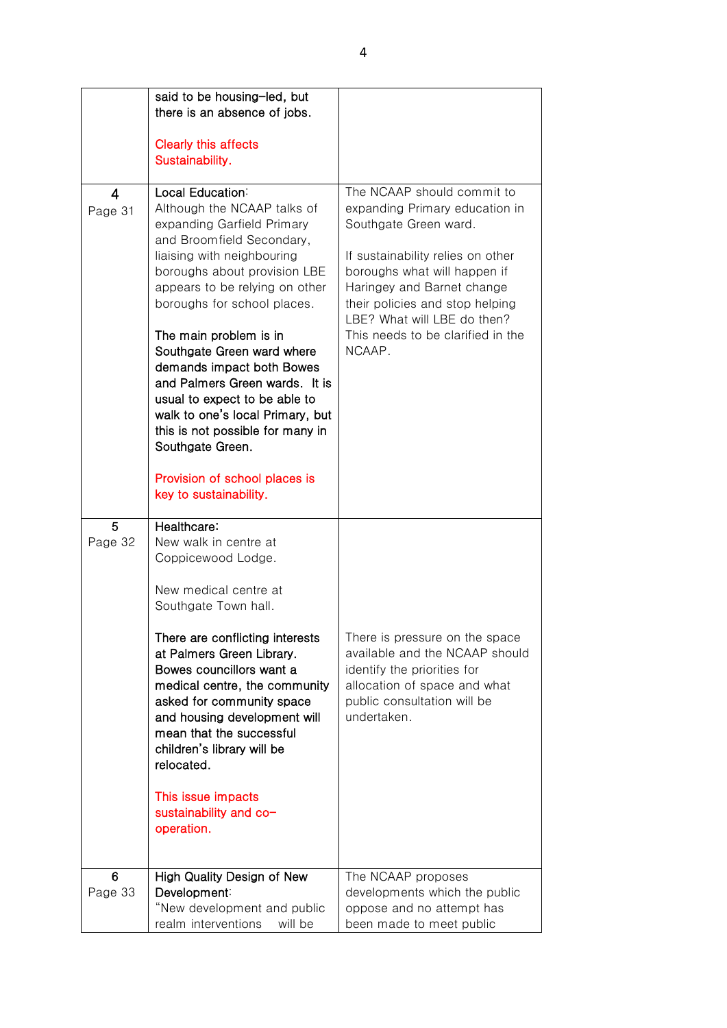|  |  |  |
|---|---|---|
|  | said to be housing-led, but there is an absence of jobs.<br><br>Clearly this affects Sustainability. |  |
| **4**<br>Page 31 | Local Education:<br>Although the NCAAP talks of expanding Garfield Primary and Broomfield Secondary, liaising with neighbouring boroughs about provision LBE appears to be relying on other boroughs for school places.<br><br>The main problem is in Southgate Green ward where demands impact both Bowes and Palmers Green wards. It is usual to expect to be able to walk to one's local Primary, but this is not possible for many in Southgate Green.<br><br>Provision of school places is key to sustainability. | The NCAAP should commit to expanding Primary education in Southgate Green ward.<br><br>If sustainability relies on other boroughs what will happen if Haringey and Barnet change their policies and stop helping LBE? What will LBE do then? This needs to be clarified in the NCAAP. |
| 5<br>Page 32 | Healthcare:<br>New walk in centre at Coppicewood Lodge.<br><br>New medical centre at Southgate Town hall.<br><br>There are conflicting interests at Palmers Green Library. Bowes councillors want a medical centre, the community asked for community space and housing development will mean that the successful children's library will be relocated.<br><br>This issue impacts sustainability and co-operation. | There is pressure on the space available and the NCAAP should identify the priorities for allocation of space and what public consultation will be undertaken. |
| 6<br>Page 33 | High Quality Design of New Development:<br>"New development and public realm interventions will be | The NCAAP proposes developments which the public oppose and no attempt has been made to meet public |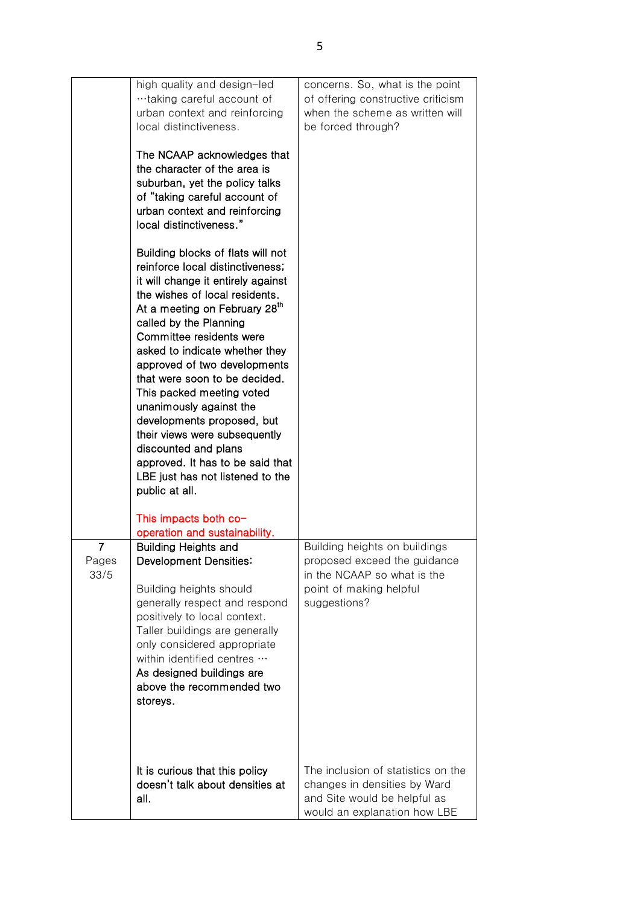| | | |
|---|---|---|
| | high quality and design-led …taking careful account of urban context and reinforcing local distinctiveness.<br><br>The NCAAP acknowledges that the character of the area is suburban, yet the policy talks of "taking careful account of urban context and reinforcing local distinctiveness."<br><br>Building blocks of flats will not reinforce local distinctiveness; it will change it entirely against the wishes of local residents. At a meeting on February 28th called by the Planning Committee residents were asked to indicate whether they approved of two developments that were soon to be decided. This packed meeting voted unanimously against the developments proposed, but their views were subsequently discounted and plans approved. It has to be said that LBE just has not listened to the public at all.<br><br>This impacts both co-operation and sustainability. | concerns. So, what is the point of offering constructive criticism when the scheme as written will be forced through? |
| 7<br>Pages 33/5 | Building Heights and Development Densities:<br><br>Building heights should generally respect and respond positively to local context. Taller buildings are generally only considered appropriate within identified centres …<br>As designed buildings are above the recommended two storeys. | Building heights on buildings proposed exceed the guidance in the NCAAP so what is the point of making helpful suggestions? |
| | It is curious that this policy doesn't talk about densities at all. | The inclusion of statistics on the changes in densities by Ward and Site would be helpful as would an explanation how LBE |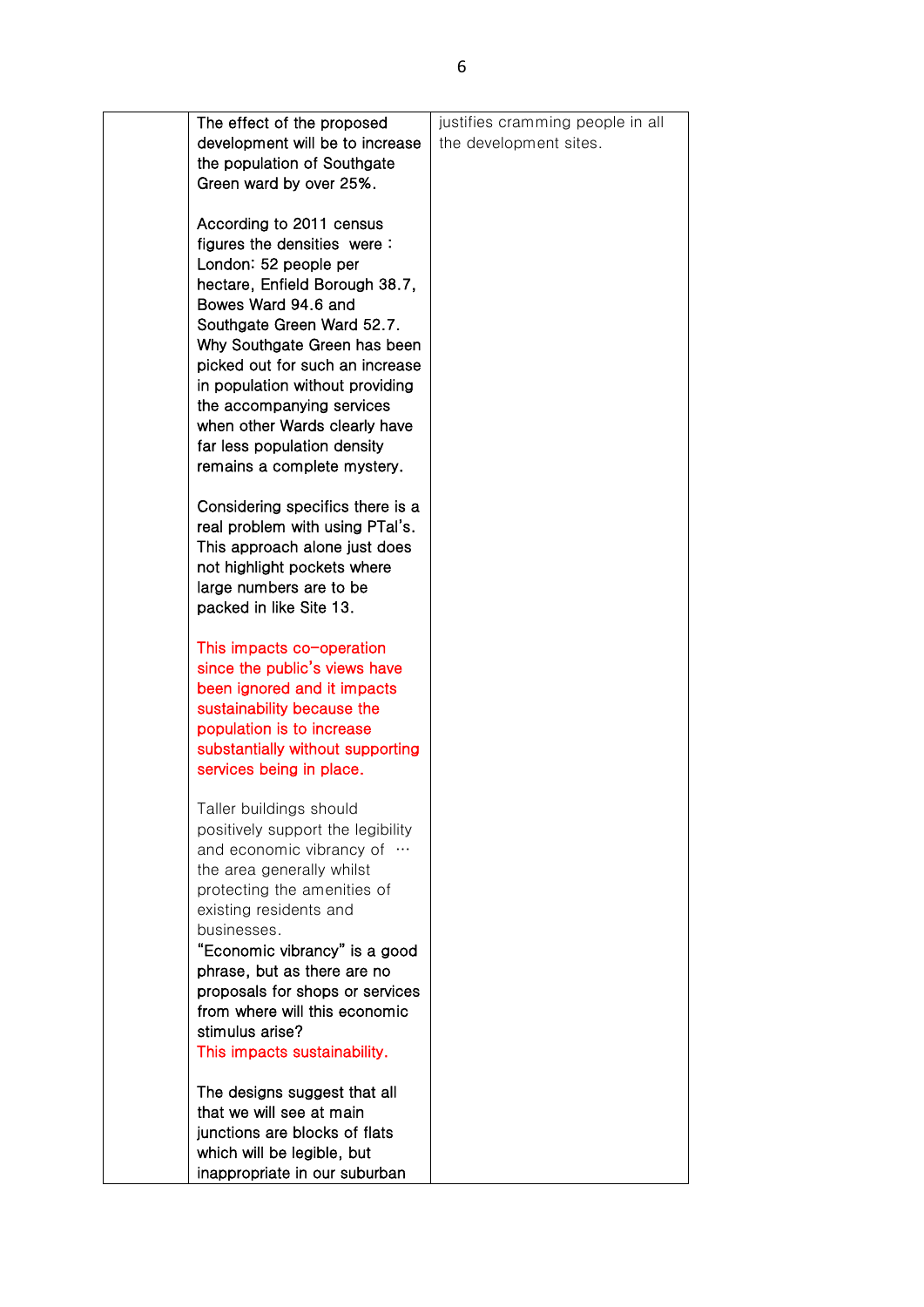| | | |
|---|---|---|
| | The effect of the proposed development will be to increase the population of Southgate Green ward by over 25%.<br><br>According to 2011 census figures the densities were : London: 52 people per hectare, Enfield Borough 38.7, Bowes Ward 94.6 and Southgate Green Ward 52.7. Why Southgate Green has been picked out for such an increase in population without providing the accompanying services when other Wards clearly have far less population density remains a complete mystery.<br><br>Considering specifics there is a real problem with using PTal's. This approach alone just does not highlight pockets where large numbers are to be packed in like Site 13.<br><br>This impacts co-operation since the public's views have been ignored and it impacts sustainability because the population is to increase substantially without supporting services being in place.<br><br>Taller buildings should positively support the legibility and economic vibrancy of … the area generally whilst protecting the amenities of existing residents and businesses.<br>"Economic vibrancy" is a good phrase, but as there are no proposals for shops or services from where will this economic stimulus arise?<br>This impacts sustainability.<br><br>The designs suggest that all that we will see at main junctions are blocks of flats which will be legible, but inappropriate in our suburban | justifies cramming people in all the development sites. |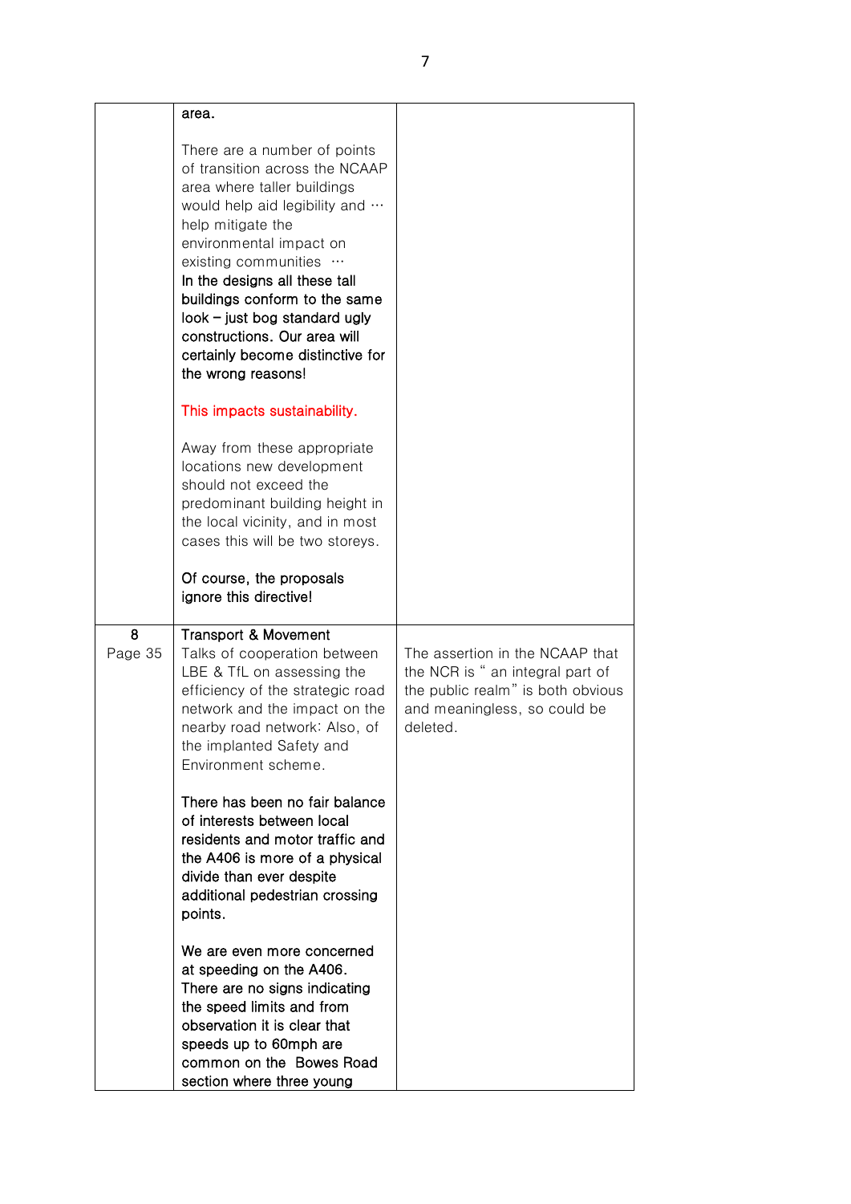| | | |
|---|---|---|
| | area.<br><br>There are a number of points of transition across the NCAAP area where taller buildings would help aid legibility and … help mitigate the environmental impact on existing communities …<br>In the designs all these tall buildings conform to the same look – just bog standard ugly constructions. Our area will certainly become distinctive for the wrong reasons!<br><br>This impacts sustainability.<br><br>Away from these appropriate locations new development should not exceed the predominant building height in the local vicinity, and in most cases this will be two storeys.<br><br>Of course, the proposals ignore this directive! | |
| 8<br>Page 35 | Transport & Movement<br>Talks of cooperation between LBE & TfL on assessing the efficiency of the strategic road network and the impact on the nearby road network: Also, of the implanted Safety and Environment scheme.<br><br>There has been no fair balance of interests between local residents and motor traffic and the A406 is more of a physical divide than ever despite additional pedestrian crossing points.<br><br>We are even more concerned at speeding on the A406. There are no signs indicating the speed limits and from observation it is clear that speeds up to 60mph are common on the Bowes Road section where three young | The assertion in the NCAAP that the NCR is " an integral part of the public realm" is both obvious and meaningless, so could be deleted. |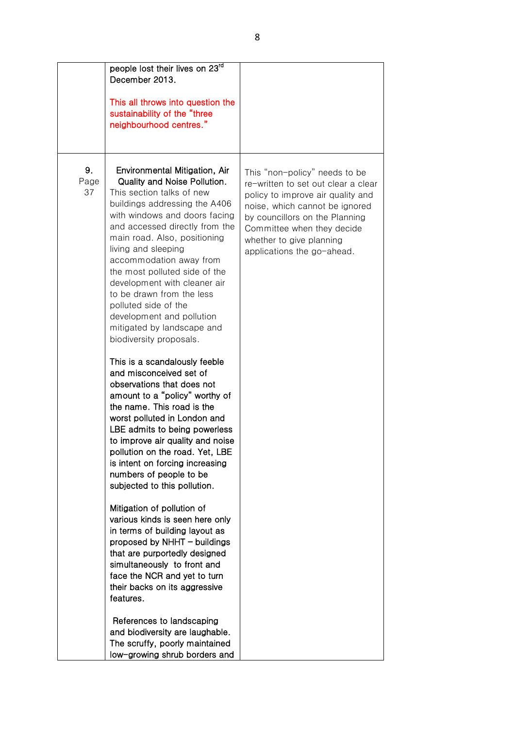| | | |
|---|---|---|
| | people lost their lives on 23rd December 2013.<br><br>This all throws into question the sustainability of the "three neighbourhood centres." | |
| 9. Page 37 | Environmental Mitigation, Air Quality and Noise Pollution.<br>This section talks of new buildings addressing the A406 with windows and doors facing and accessed directly from the main road. Also, positioning living and sleeping accommodation away from the most polluted side of the development with cleaner air to be drawn from the less polluted side of the development and pollution mitigated by landscape and biodiversity proposals.<br><br>This is a scandalously feeble and misconceived set of observations that does not amount to a "policy" worthy of the name. This road is the worst polluted in London and LBE admits to being powerless to improve air quality and noise pollution on the road. Yet, LBE is intent on forcing increasing numbers of people to be subjected to this pollution.<br><br>Mitigation of pollution of various kinds is seen here only in terms of building layout as proposed by NHHT – buildings that are purportedly designed simultaneously to front and face the NCR and yet to turn their backs on its aggressive features.<br><br>References to landscaping and biodiversity are laughable. The scruffy, poorly maintained low-growing shrub borders and | This "non-policy" needs to be re-written to set out clear a clear policy to improve air quality and noise, which cannot be ignored by councillors on the Planning Committee when they decide whether to give planning applications the go-ahead. |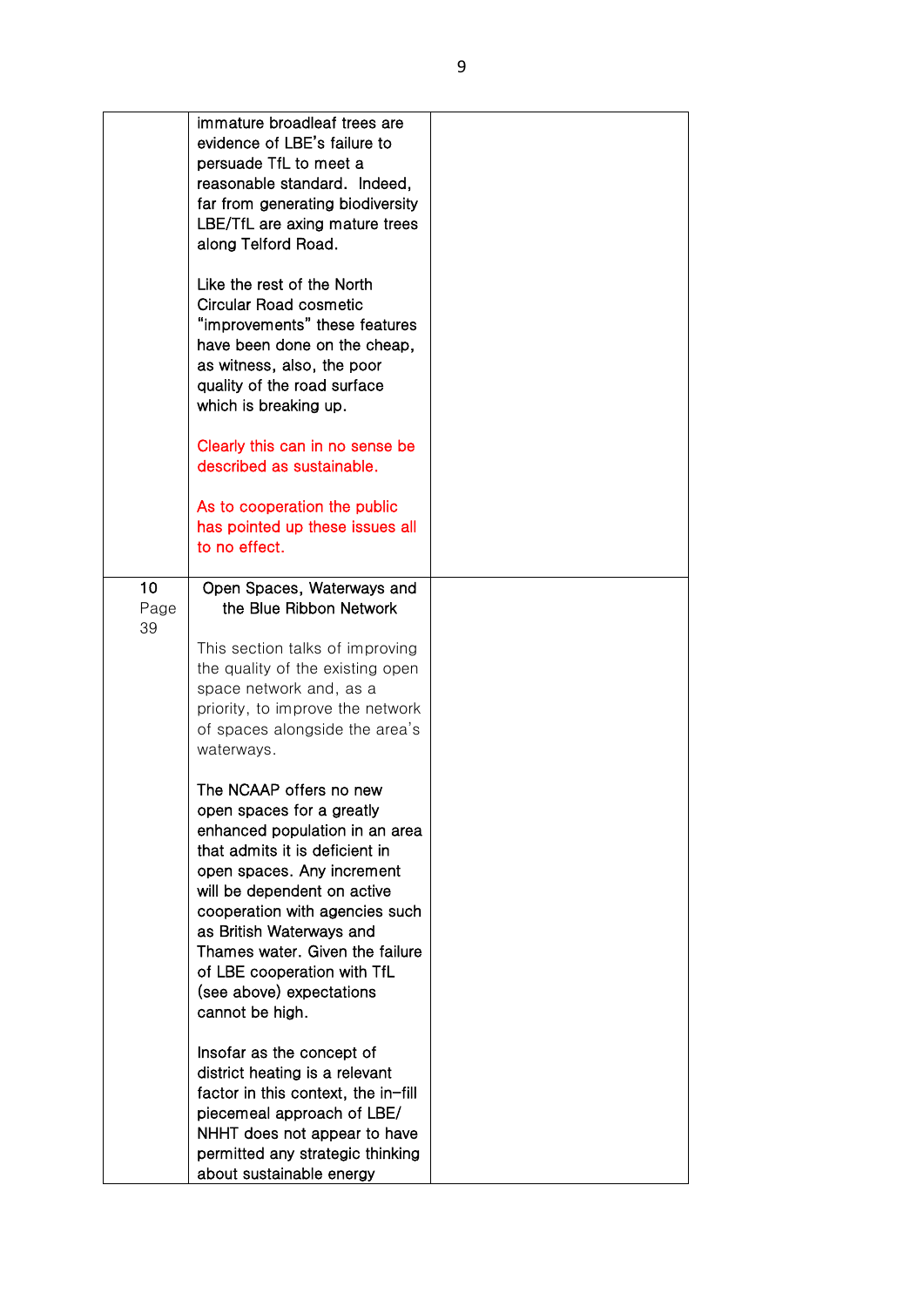| | | |
|---|---|---|
| | immature broadleaf trees are evidence of LBE's failure to persuade TfL to meet a reasonable standard. Indeed, far from generating biodiversity LBE/TfL are axing mature trees along Telford Road.<br><br>Like the rest of the North Circular Road cosmetic "improvements" these features have been done on the cheap, as witness, also, the poor quality of the road surface which is breaking up.<br><br>Clearly this can in no sense be described as sustainable.<br><br>As to cooperation the public has pointed up these issues all to no effect. | |
| 10<br>Page 39 | Open Spaces, Waterways and the Blue Ribbon Network<br><br>This section talks of improving the quality of the existing open space network and, as a priority, to improve the network of spaces alongside the area's waterways.<br><br>The NCAAP offers no new open spaces for a greatly enhanced population in an area that admits it is deficient in open spaces. Any increment will be dependent on active cooperation with agencies such as British Waterways and Thames water. Given the failure of LBE cooperation with TfL (see above) expectations cannot be high.<br><br>Insofar as the concept of district heating is a relevant factor in this context, the in-fill piecemeal approach of LBE/ NHHT does not appear to have permitted any strategic thinking about sustainable energy | |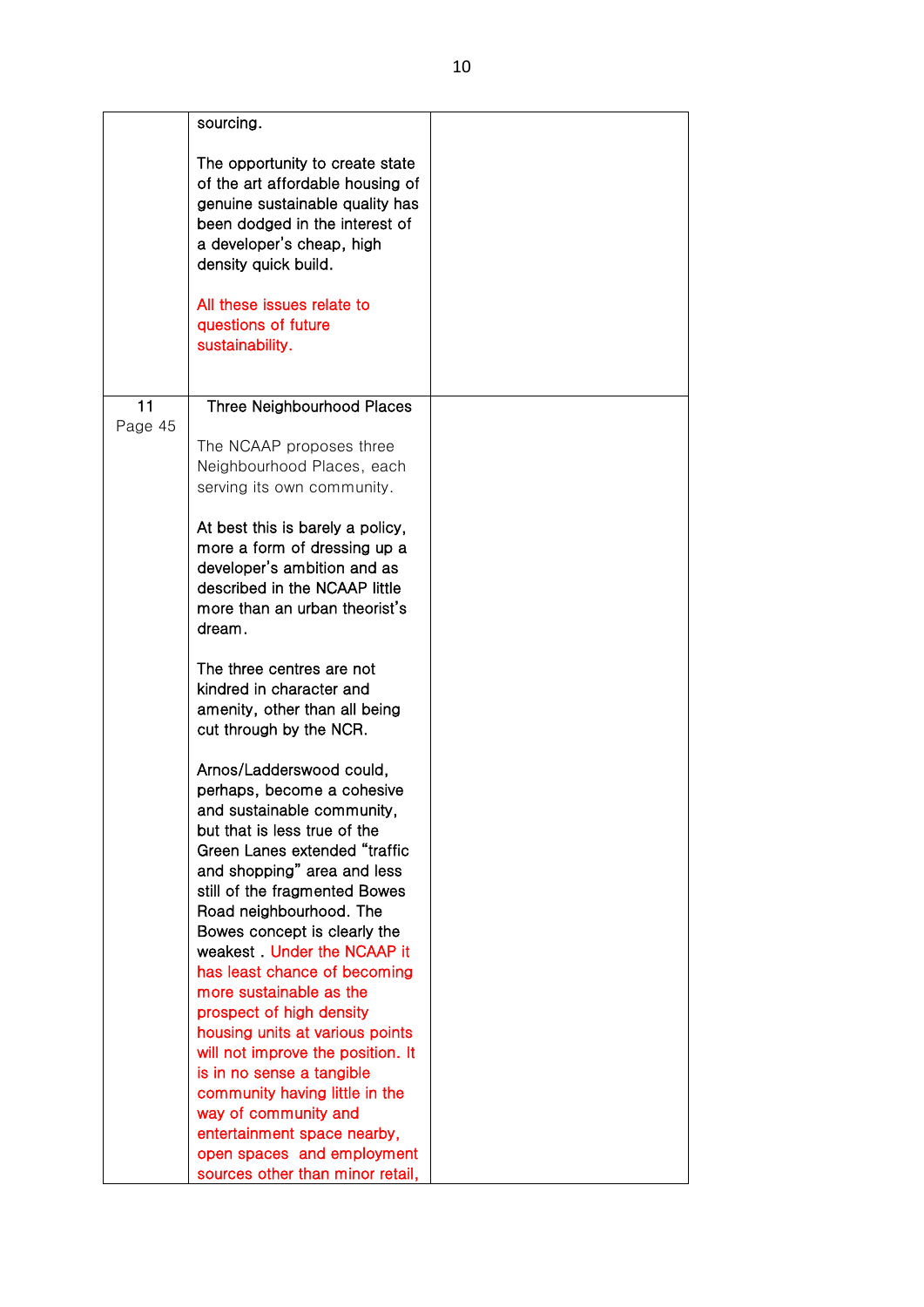| | | |
|---|---|---|
| | sourcing.<br><br>The opportunity to create state of the art affordable housing of genuine sustainable quality has been dodged in the interest of a developer's cheap, high density quick build.<br><br>All these issues relate to questions of future sustainability. | |
| 11<br>Page 45 | Three Neighbourhood Places<br><br>The NCAAP proposes three Neighbourhood Places, each serving its own community.<br><br>At best this is barely a policy, more a form of dressing up a developer's ambition and as described in the NCAAP little more than an urban theorist's dream.<br><br>The three centres are not kindred in character and amenity, other than all being cut through by the NCR.<br><br>Arnos/Ladderswood could, perhaps, become a cohesive and sustainable community, but that is less true of the Green Lanes extended "traffic and shopping" area and less still of the fragmented Bowes Road neighbourhood. The Bowes concept is clearly the weakest . Under the NCAAP it has least chance of becoming more sustainable as the prospect of high density housing units at various points will not improve the position. It is in no sense a tangible community having little in the way of community and entertainment space nearby, open spaces and employment sources other than minor retail, | |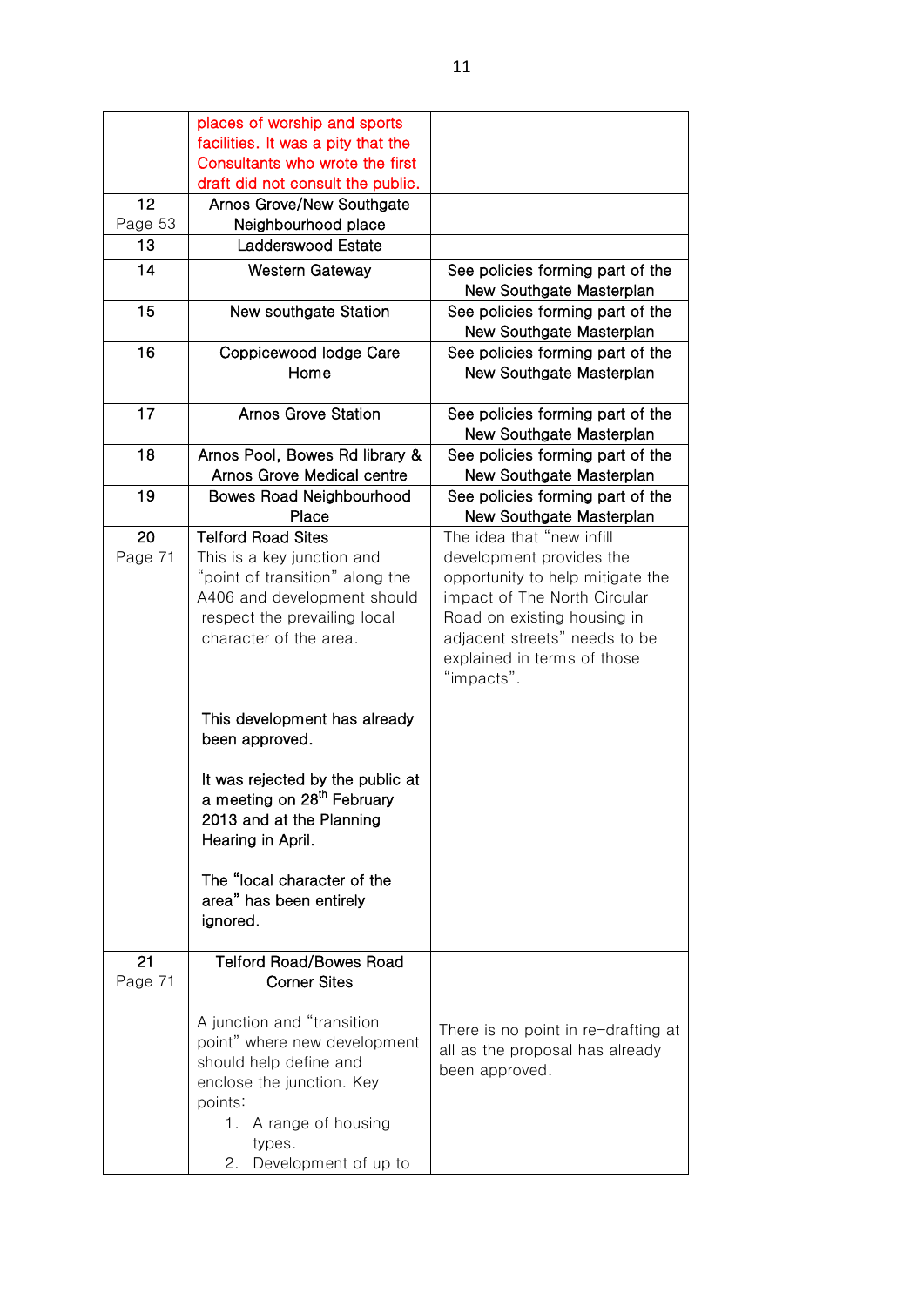| | | |
|---|---|---|
| | places of worship and sports facilities. It was a pity that the Consultants who wrote the first draft did not consult the public. | |
| 12<br>Page 53 | Arnos Grove/New Southgate Neighbourhood place | |
| 13 | Ladderswood Estate | |
| 14 | Western Gateway | See policies forming part of the New Southgate Masterplan |
| 15 | New southgate Station | See policies forming part of the New Southgate Masterplan |
| 16 | Coppicewood lodge Care Home | See policies forming part of the New Southgate Masterplan |
| 17 | Arnos Grove Station | See policies forming part of the New Southgate Masterplan |
| 18 | Arnos Pool, Bowes Rd library & Arnos Grove Medical centre | See policies forming part of the New Southgate Masterplan |
| 19 | Bowes Road Neighbourhood Place | See policies forming part of the New Southgate Masterplan |
| 20<br>Page 71 | Telford Road Sites<br>This is a key junction and "point of transition" along the A406 and development should respect the prevailing local character of the area.<br><br>This development has already been approved.<br><br>It was rejected by the public at a meeting on 28th February 2013 and at the Planning Hearing in April.<br><br>The "local character of the area" has been entirely ignored. | The idea that "new infill development provides the opportunity to help mitigate the impact of The North Circular Road on existing housing in adjacent streets" needs to be explained in terms of those "impacts". |
| 21<br>Page 71 | Telford Road/Bowes Road Corner Sites<br><br>A junction and "transition point" where new development should help define and enclose the junction. Key points:<br>1. A range of housing types.<br>2. Development of up to | There is no point in re-drafting at all as the proposal has already been approved. |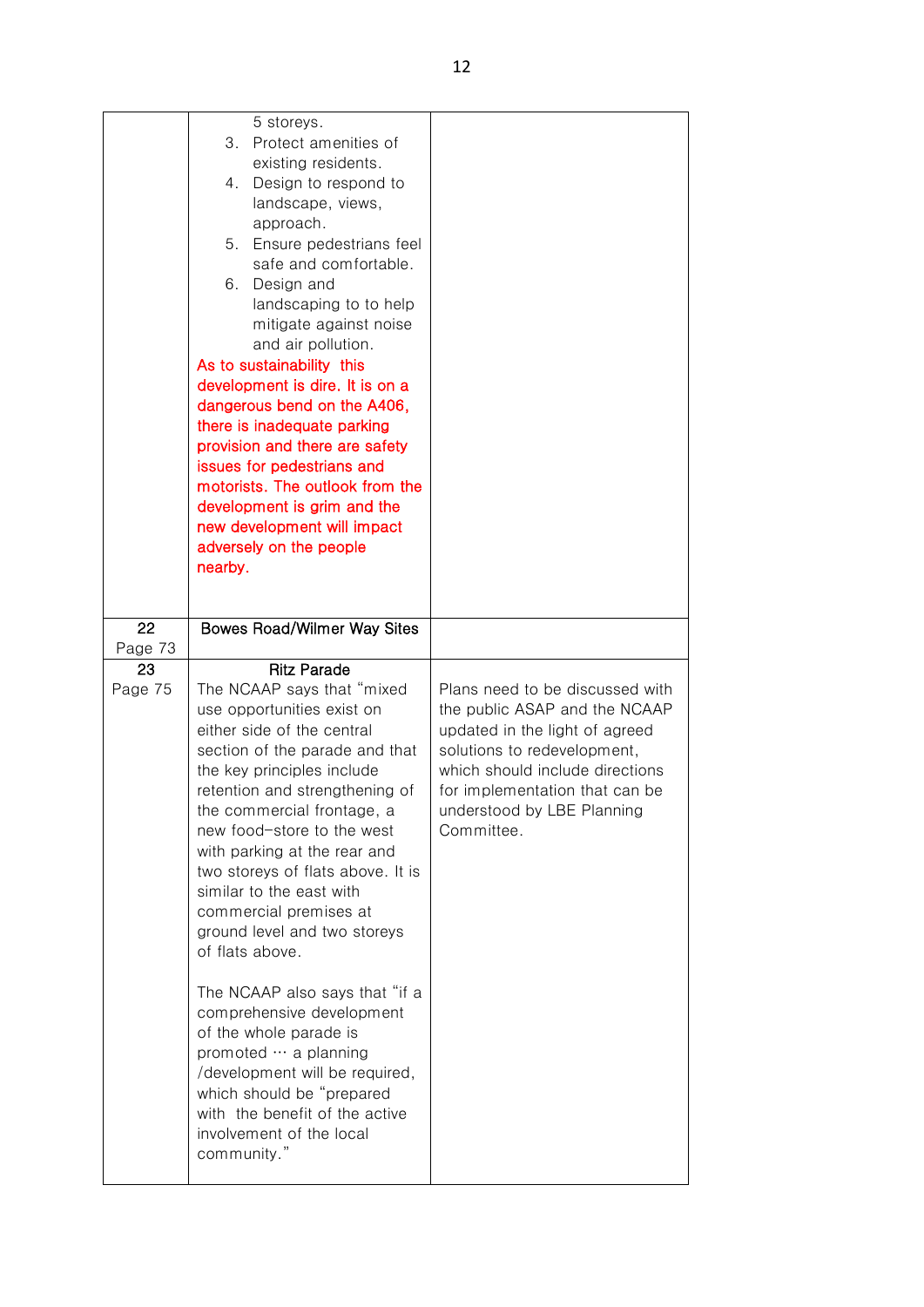| | | |
|---|---|---|
| | 5 storeys.<br>3. Protect amenities of existing residents.<br>4. Design to respond to landscape, views, approach.<br>5. Ensure pedestrians feel safe and comfortable.<br>6. Design and landscaping to to help mitigate against noise and air pollution.<br>As to sustainability this development is dire. It is on a dangerous bend on the A406, there is inadequate parking provision and there are safety issues for pedestrians and motorists. The outlook from the development is grim and the new development will impact adversely on the people nearby. | |
| 22<br>Page 73 | **Bowes Road/Wilmer Way Sites** | |
| 23<br>Page 75 | **Ritz Parade**<br>The NCAAP says that "mixed use opportunities exist on either side of the central section of the parade and that the key principles include retention and strengthening of the commercial frontage, a new food-store to the west with parking at the rear and two storeys of flats above. It is similar to the east with commercial premises at ground level and two storeys of flats above.<br><br>The NCAAP also says that "if a comprehensive development of the whole parade is promoted … a planning /development will be required, which should be "prepared with the benefit of the active involvement of the local community." | Plans need to be discussed with the public ASAP and the NCAAP updated in the light of agreed solutions to redevelopment, which should include directions for implementation that can be understood by LBE Planning Committee. |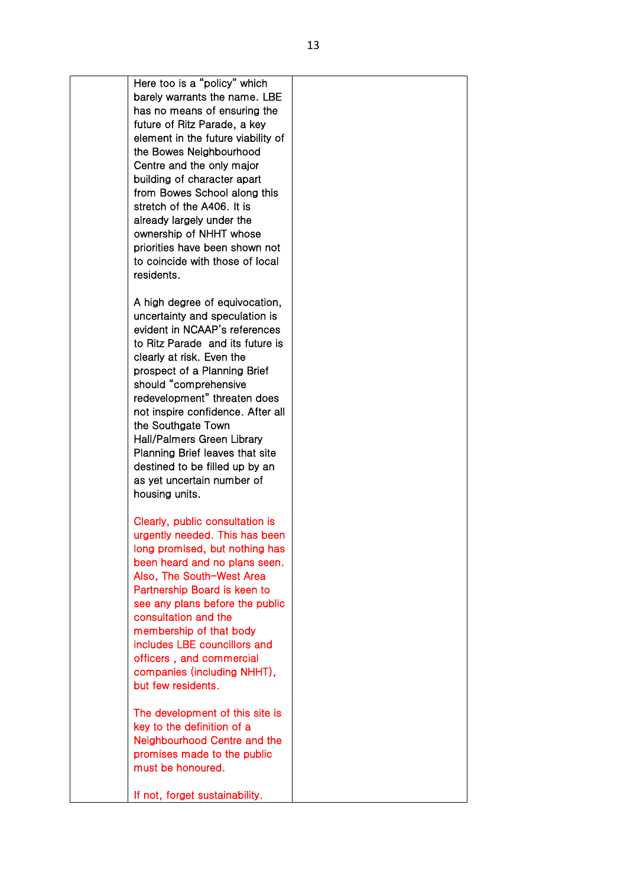| | | |
|---|---|---|
| | Here too is a "policy" which barely warrants the name. LBE has no means of ensuring the future of Ritz Parade, a key element in the future viability of the Bowes Neighbourhood Centre and the only major building of character apart from Bowes School along this stretch of the A406. It is already largely under the ownership of NHHT whose priorities have been shown not to coincide with those of local residents.<br><br>A high degree of equivocation, uncertainty and speculation is evident in NCAAP's references to Ritz Parade  and its future is clearly at risk. Even the prospect of a Planning Brief should "comprehensive redevelopment" threaten does not inspire confidence. After all the Southgate Town Hall/Palmers Green Library Planning Brief leaves that site destined to be filled up by an as yet uncertain number of housing units.<br><br>Clearly, public consultation is urgently needed. This has been long promised, but nothing has been heard and no plans seen. Also, The South-West Area Partnership Board is keen to see any plans before the public consultation and the membership of that body includes LBE councillors and officers , and commercial companies (including NHHT), but few residents.<br><br>The development of this site is key to the definition of a Neighbourhood Centre and the promises made to the public must be honoured.<br><br>If not, forget sustainability. | |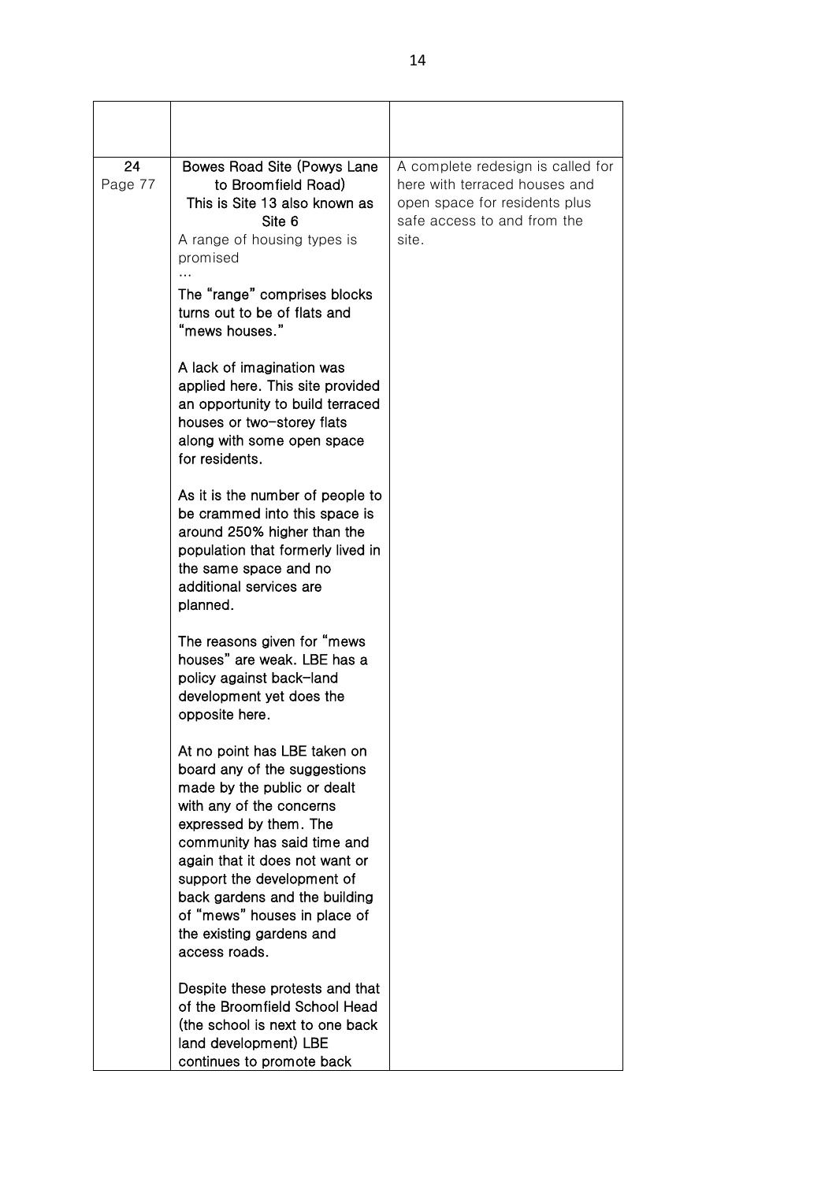| | | |
|---|---|---|
| 24<br>Page 77 | **Bowes Road Site (Powys Lane to Broomfield Road)**<br>**This is Site 13 also known as Site 6**<br>A range of housing types is promised<br>…<br>The "range" comprises blocks turns out to be of flats and "mews houses."<br><br>A lack of imagination was applied here. This site provided an opportunity to build terraced houses or two-storey flats along with some open space for residents.<br><br>As it is the number of people to be crammed into this space is around 250% higher than the population that formerly lived in the same space and no additional services are planned.<br><br>The reasons given for "mews houses" are weak. LBE has a policy against back-land development yet does the opposite here.<br><br>At no point has LBE taken on board any of the suggestions made by the public or dealt with any of the concerns expressed by them. The community has said time and again that it does not want or support the development of back gardens and the building of "mews" houses in place of the existing gardens and access roads.<br><br>Despite these protests and that of the Broomfield School Head (the school is next to one back land development) LBE continues to promote back | A complete redesign is called for here with terraced houses and open space for residents plus safe access to and from the site. |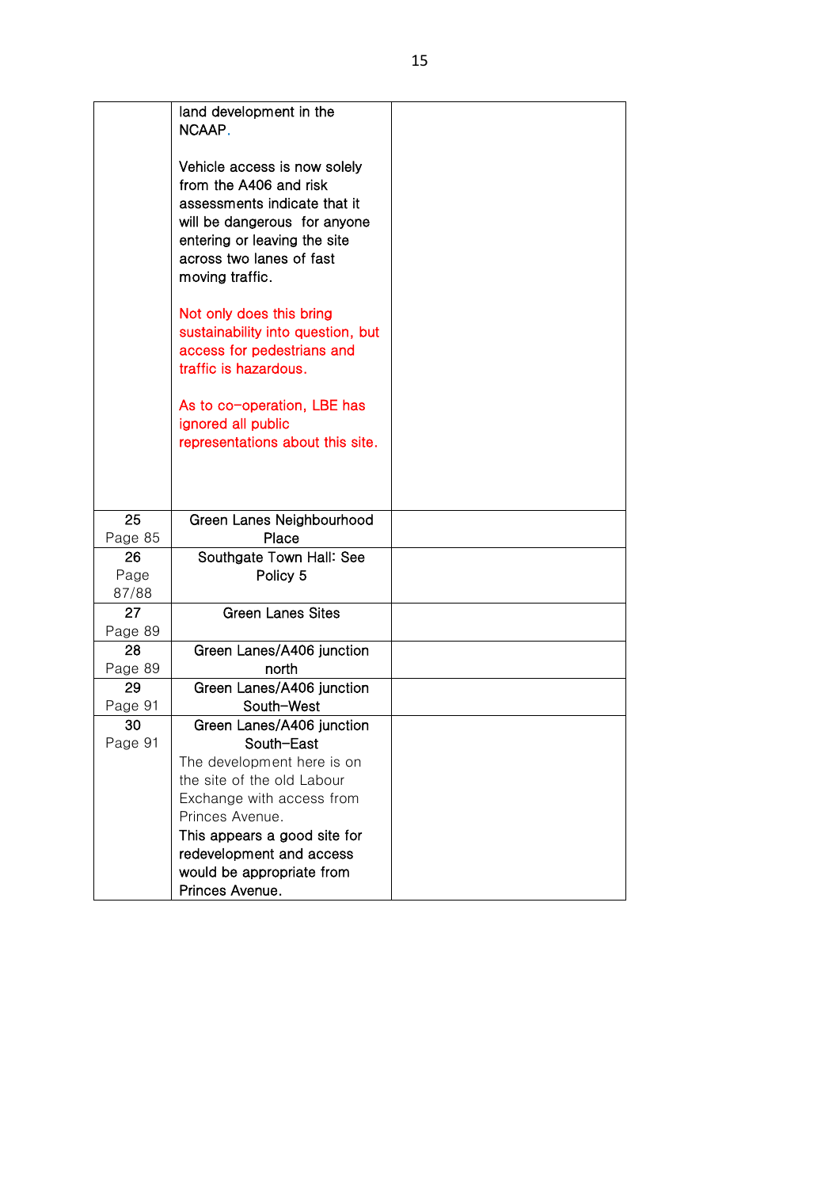| | | |
|---|---|---|
| | land development in the NCAAP.<br><br>Vehicle access is now solely from the A406 and risk assessments indicate that it will be dangerous for anyone entering or leaving the site across two lanes of fast moving traffic.<br><br>Not only does this bring sustainability into question, but access for pedestrians and traffic is hazardous.<br><br>As to co-operation, LBE has ignored all public representations about this site. | |
| 25<br>Page 85 | Green Lanes Neighbourhood Place | |
| 26<br>Page 87/88 | Southgate Town Hall: See Policy 5 | |
| 27<br>Page 89 | Green Lanes Sites | |
| 28<br>Page 89 | Green Lanes/A406 junction north | |
| 29<br>Page 91 | Green Lanes/A406 junction South-West | |
| 30<br>Page 91 | Green Lanes/A406 junction South-East<br>The development here is on the site of the old Labour Exchange with access from Princes Avenue.<br>This appears a good site for redevelopment and access would be appropriate from Princes Avenue. | |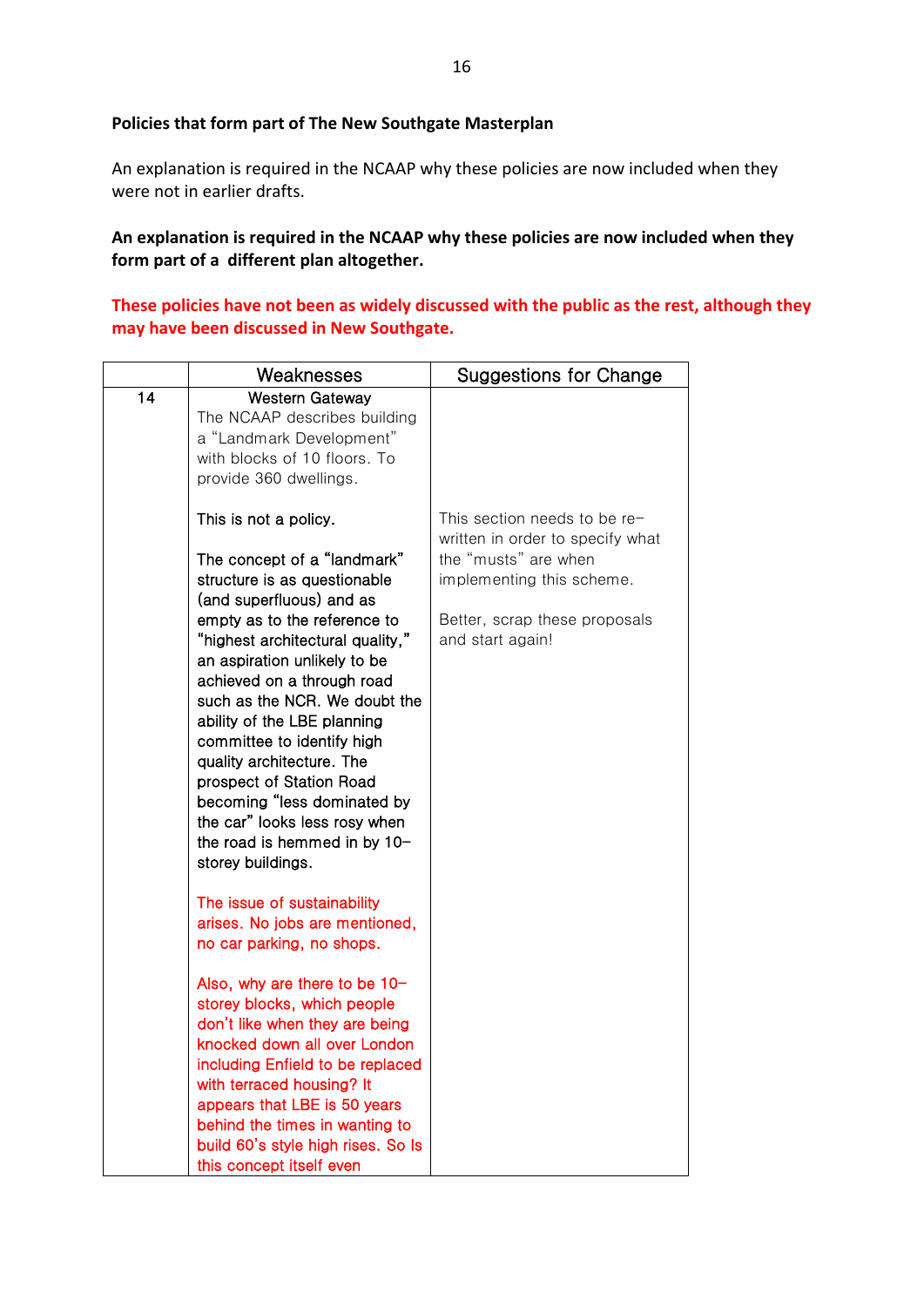**Policies that form part of The New Southgate Masterplan**

An explanation is required in the NCAAP why these policies are now included when they were not in earlier drafts.

**An explanation is required in the NCAAP why these policies are now included when they form part of a different plan altogether.**

**These policies have not been as widely discussed with the public as the rest, although they may have been discussed in New Southgate.**

| | Weaknesses | Suggestions for Change |
|---|---|---|
| 14 | Western Gateway<br>The NCAAP describes building a "Landmark Development" with blocks of 10 floors. To provide 360 dwellings.<br><br>This is not a policy.<br><br>The concept of a "landmark" structure is as questionable (and superfluous) and as empty as to the reference to "highest architectural quality," an aspiration unlikely to be achieved on a through road such as the NCR. We doubt the ability of the LBE planning committee to identify high quality architecture. The prospect of Station Road becoming "less dominated by the car" looks less rosy when the road is hemmed in by 10-storey buildings.<br><br>The issue of sustainability arises. No jobs are mentioned, no car parking, no shops.<br><br>Also, why are there to be 10-storey blocks, which people don't like when they are being knocked down all over London including Enfield to be replaced with terraced housing? It appears that LBE is 50 years behind the times in wanting to build 60's style high rises. So Is this concept itself even | This section needs to be re-written in order to specify what the "musts" are when implementing this scheme.<br><br>Better, scrap these proposals and start again! |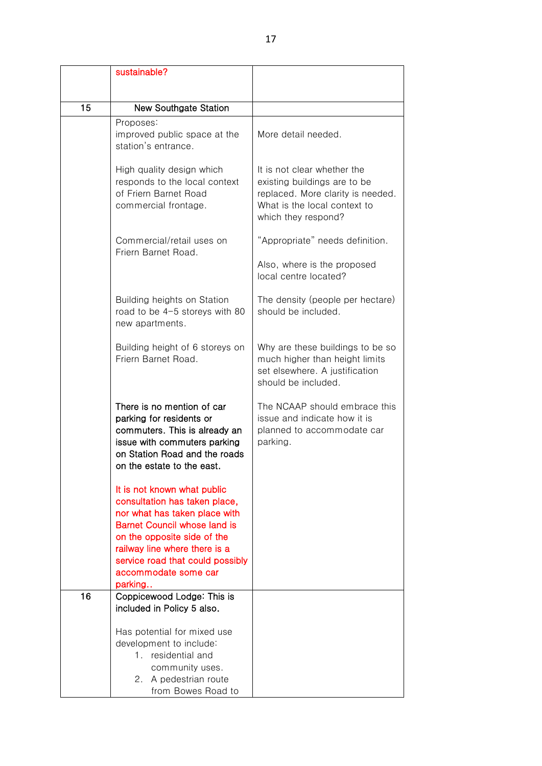| | | |
|---|---|---|
| | sustainable? | |
| 15 | New Southgate Station | |
| | Proposes:<br>improved public space at the station's entrance. | More detail needed. |
| | High quality design which responds to the local context of Friern Barnet Road commercial frontage. | It is not clear whether the existing buildings are to be replaced. More clarity is needed. What is the local context to which they respond? |
| | Commercial/retail uses on Friern Barnet Road. | "Appropriate" needs definition.<br><br>Also, where is the proposed local centre located? |
| | Building heights on Station road to be 4–5 storeys with 80 new apartments. | The density (people per hectare) should be included. |
| | Building height of 6 storeys on Friern Barnet Road. | Why are these buildings to be so much higher than height limits set elsewhere. A justification should be included. |
| | There is no mention of car parking for residents or commuters. This is already an issue with commuters parking on Station Road and the roads on the estate to the east.<br><br>It is not known what public consultation has taken place, nor what has taken place with Barnet Council whose land is on the opposite side of the railway line where there is a service road that could possibly accommodate some car parking.. | The NCAAP should embrace this issue and indicate how it is planned to accommodate car parking. |
| 16 | Coppicewood Lodge: This is included in Policy 5 also.<br><br>Has potential for mixed use development to include:<br>1. residential and community uses.<br>2. A pedestrian route from Bowes Road to | |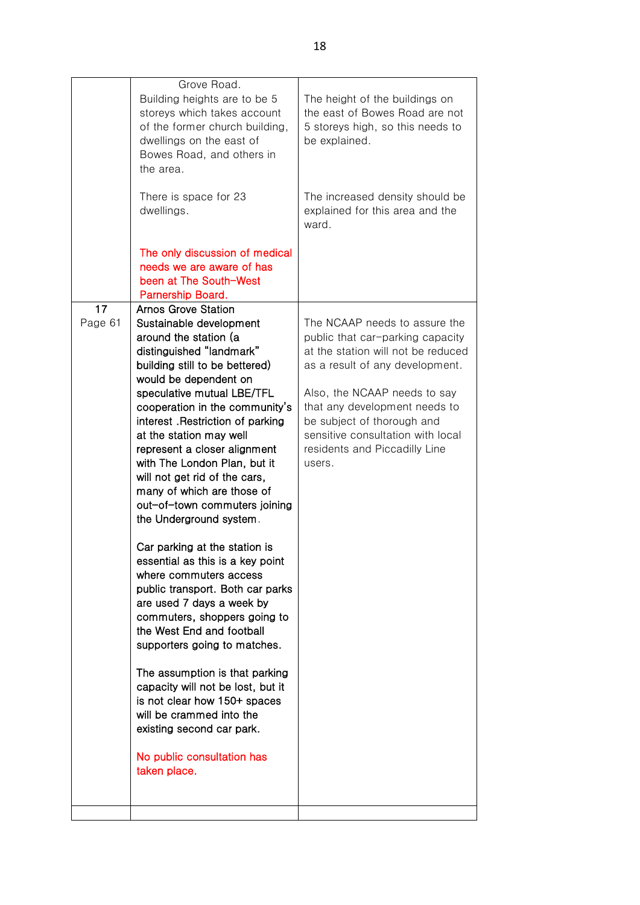| | | |
|---|---|---|
| | Grove Road.<br>Building heights are to be 5 storeys which takes account of the former church building, dwellings on the east of Bowes Road, and others in the area.<br><br>There is space for 23 dwellings.<br><br>The only discussion of medical needs we are aware of has been at The South-West Parnership Board. | The height of the buildings on the east of Bowes Road are not 5 storeys high, so this needs to be explained.<br><br>The increased density should be explained for this area and the ward. |
| 17<br>Page 61 | Arnos Grove Station<br>Sustainable development around the station (a distinguished "landmark" building still to be bettered) would be dependent on speculative mutual LBE/TFL cooperation in the community's interest .Restriction of parking at the station may well represent a closer alignment with The London Plan, but it will not get rid of the cars, many of which are those of out-of-town commuters joining the Underground system.<br><br>Car parking at the station is essential as this is a key point where commuters access public transport. Both car parks are used 7 days a week by commuters, shoppers going to the West End and football supporters going to matches.<br><br>The assumption is that parking capacity will not be lost, but it is not clear how 150+ spaces will be crammed into the existing second car park.<br><br>No public consultation has taken place. | The NCAAP needs to assure the public that car-parking capacity at the station will not be reduced as a result of any development.<br><br>Also, the NCAAP needs to say that any development needs to be subject of thorough and sensitive consultation with local residents and Piccadilly Line users. |
| | | |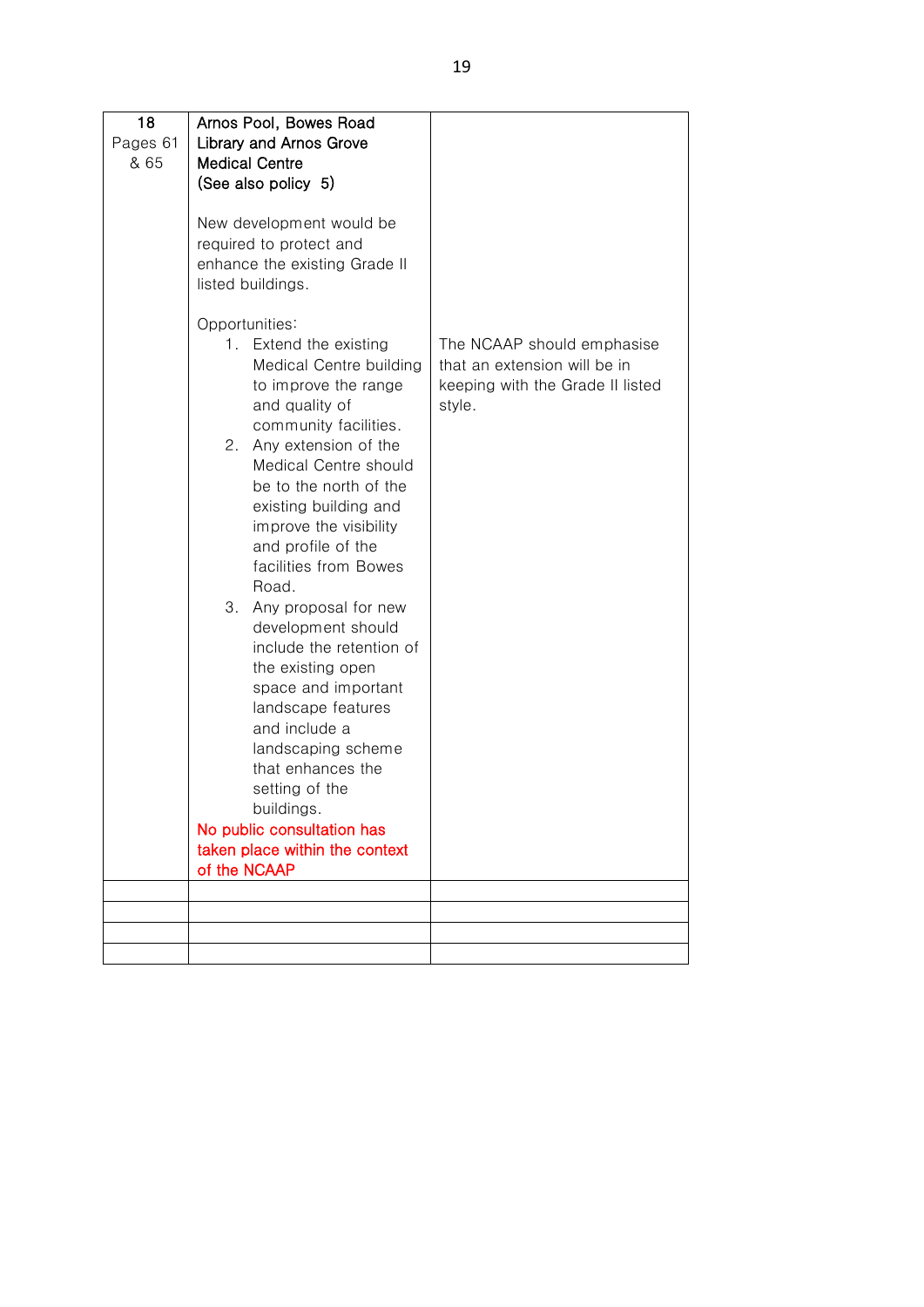| | | |
|---|---|---|
| **18**<br>Pages 61 & 65 | **Arnos Pool, Bowes Road Library and Arnos Grove Medical Centre**<br>**(See also policy 5)**<br><br>New development would be required to protect and enhance the existing Grade II listed buildings.<br><br>Opportunities:<br>1. Extend the existing Medical Centre building to improve the range and quality of community facilities.<br>2. Any extension of the Medical Centre should be to the north of the existing building and improve the visibility and profile of the facilities from Bowes Road.<br>3. Any proposal for new development should include the retention of the existing open space and important landscape features and include a landscaping scheme that enhances the setting of the buildings.<br><br>No public consultation has taken place within the context of the NCAAP | The NCAAP should emphasise that an extension will be in keeping with the Grade II listed style. |
| | | |
| | | |
| | | |
| | | |